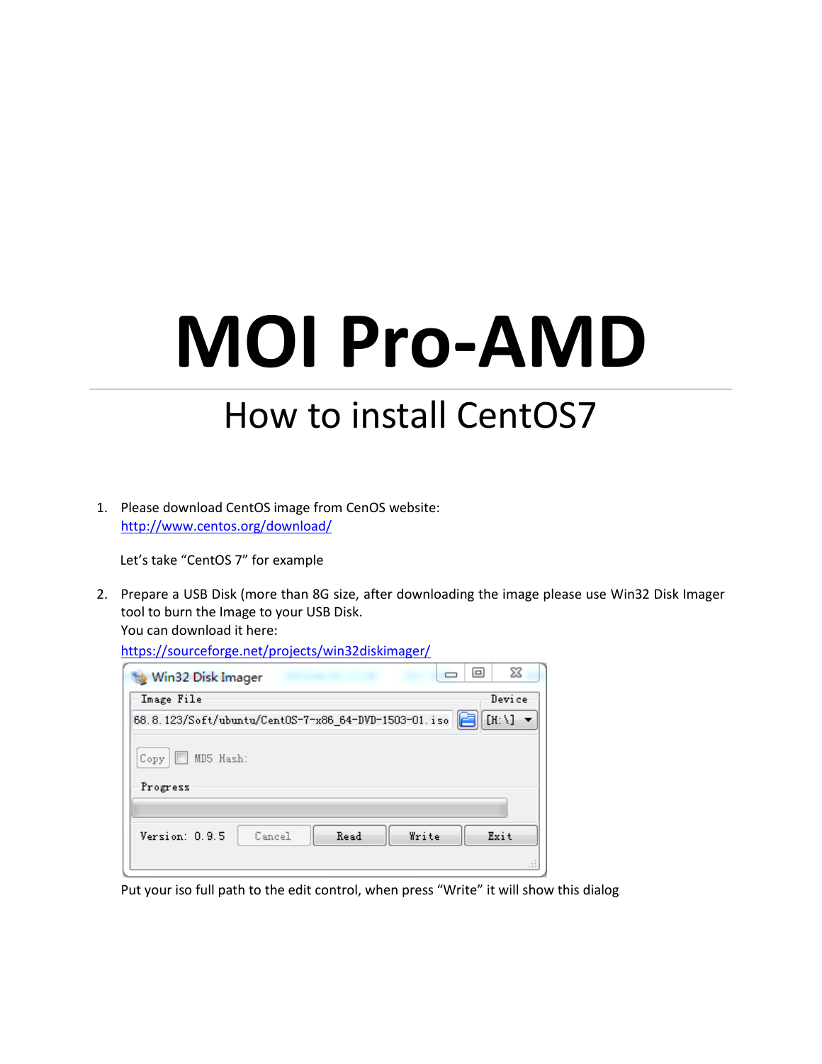# MOI Pro-AMD

## How to install CentOS7

1. Please download CentOS image from CenOS website:
   http://www.centos.org/download/

   Let's take "CentOS 7" for example

2. Prepare a USB Disk (more than 8G size, after downloading the image please use Win32 Disk Imager tool to burn the Image to your USB Disk.
   You can download it here:
   https://sourceforge.net/projects/win32diskimager/

   Put your iso full path to the edit control, when press "Write" it will show this dialog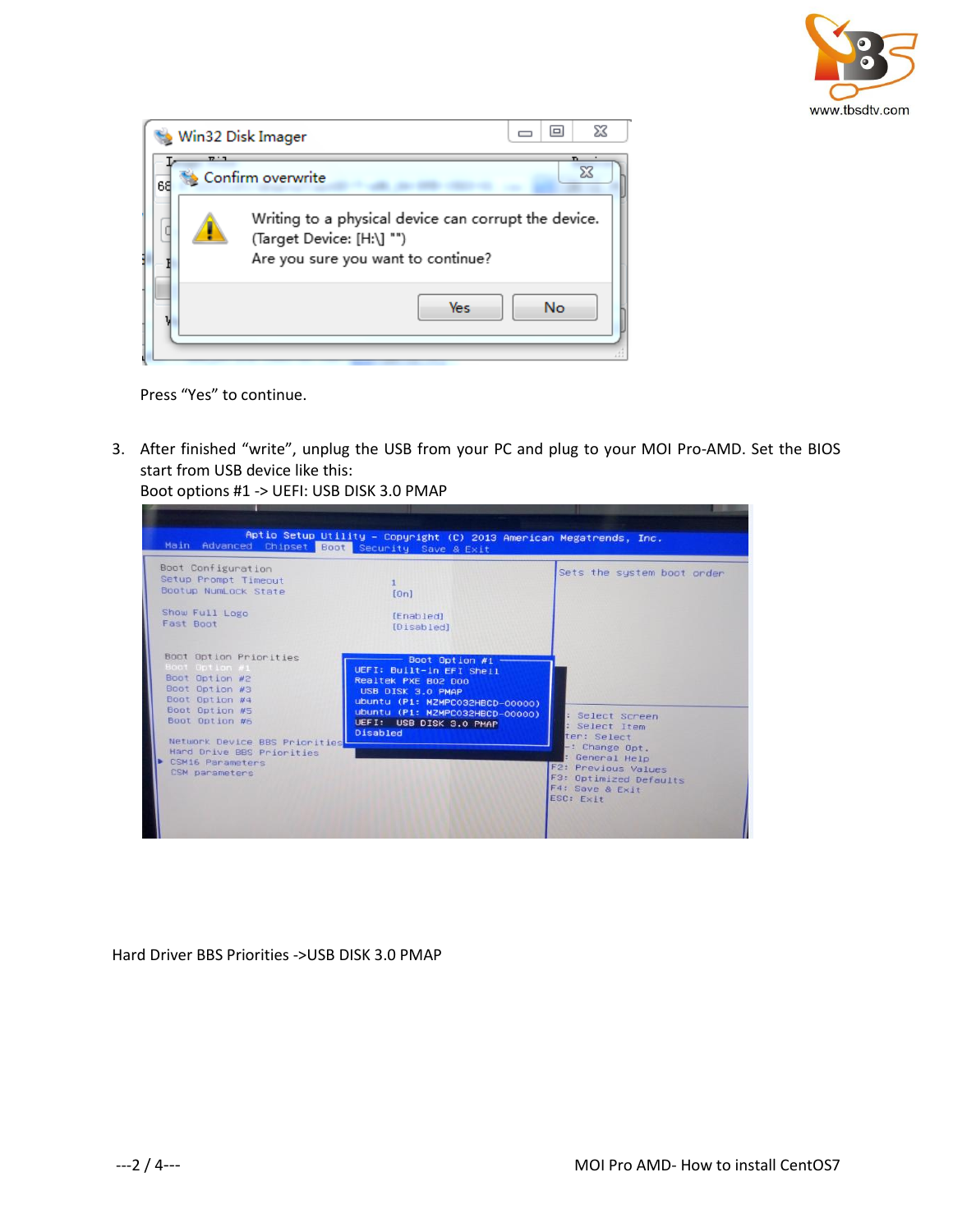Press “Yes” to continue.

3. After finished “write”, unplug the USB from your PC and plug to your MOI Pro-AMD. Set the BIOS start from USB device like this:
   Boot options #1 -> UEFI: USB DISK 3.0 PMAP

Hard Driver BBS Priorities ->USB DISK 3.0 PMAP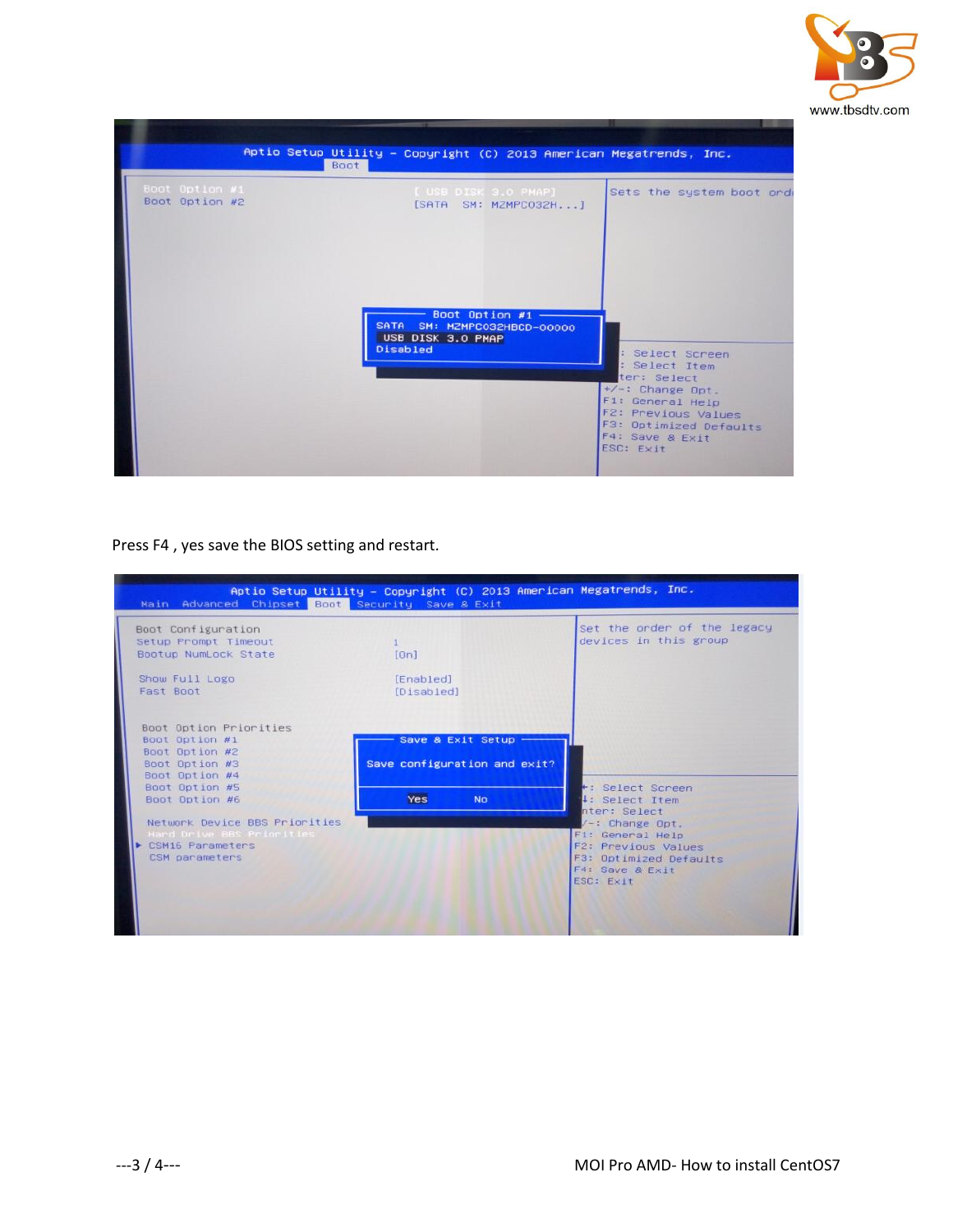Press F4 , yes save the BIOS setting and restart.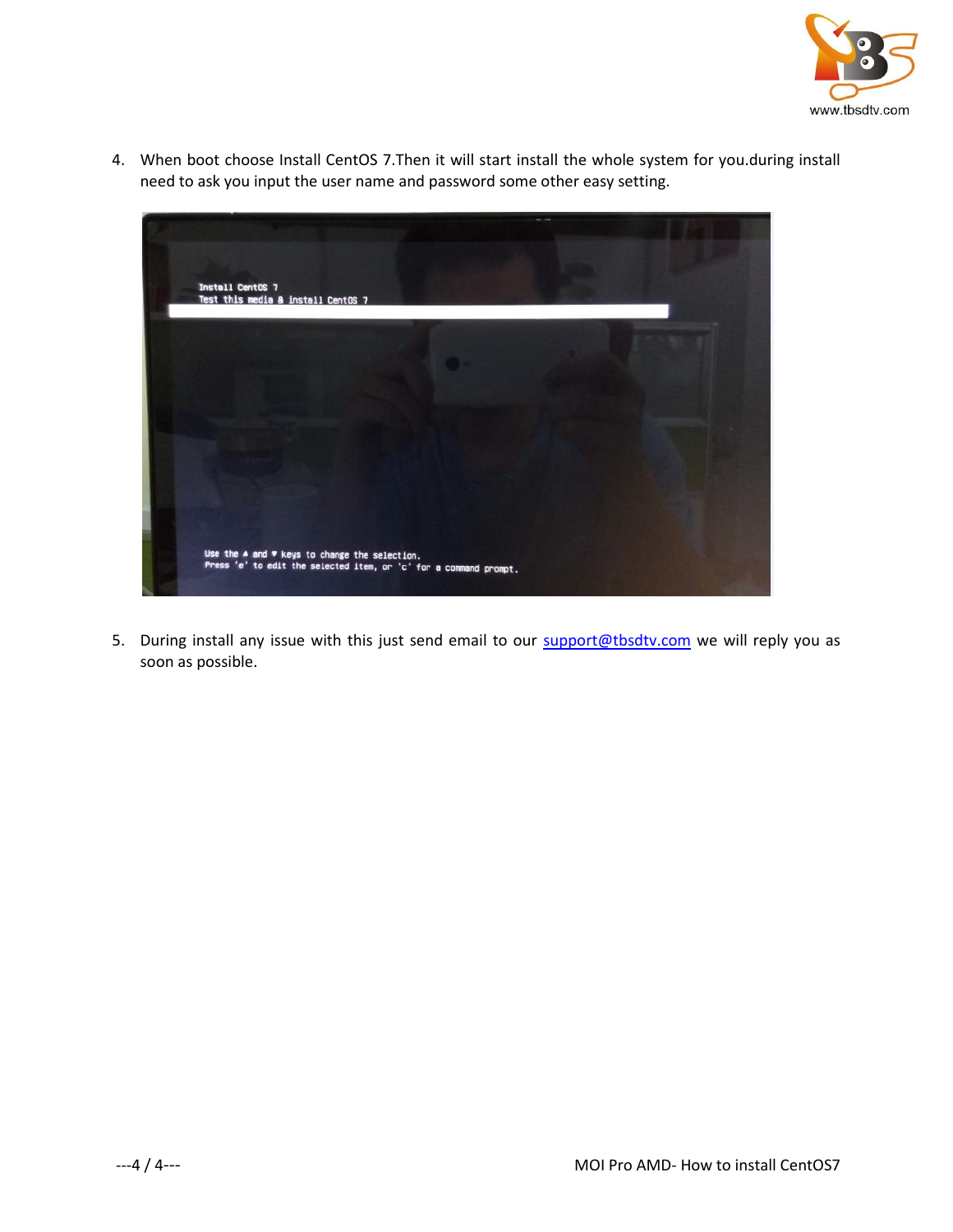4. When boot choose Install CentOS 7.Then it will start install the whole system for you.during install need to ask you input the user name and password some other easy setting.

5. During install any issue with this just send email to our support@tbsdtv.com we will reply you as soon as possible.